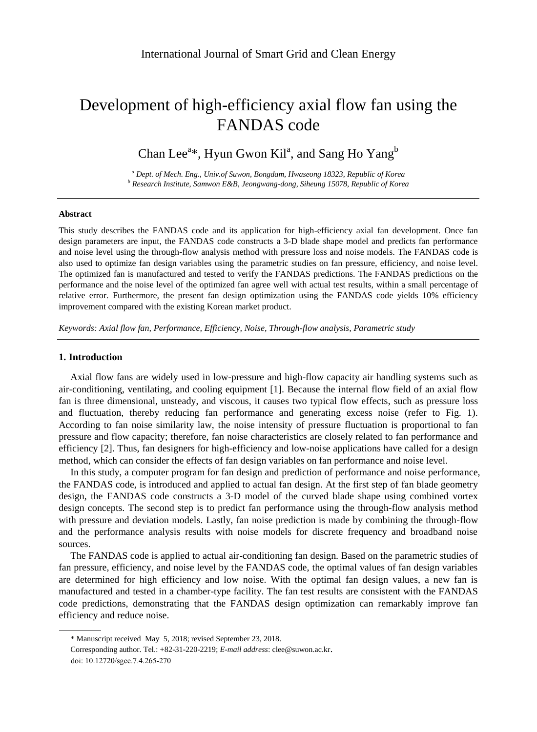# Development of high-efficiency axial flow fan using the FANDAS code

Chan Lee[a]*, Hyun Gwon Kil[a], and Sang Ho Yang[b]

*[a] Dept. of Mech. Eng., Univ.of Suwon, Bongdam, Hwaseong 18323, Republic of Korea*
*[b] Research Institute, Samwon E&B, Jeongwang-dong, Siheung 15078, Republic of Korea*

---

**Abstract**

This study describes the FANDAS code and its application for high-efficiency axial fan development. Once fan design parameters are input, the FANDAS code constructs a 3-D blade shape model and predicts fan performance and noise level using the through-flow analysis method with pressure loss and noise models. The FANDAS code is also used to optimize fan design variables using the parametric studies on fan pressure, efficiency, and noise level. The optimized fan is manufactured and tested to verify the FANDAS predictions. The FANDAS predictions on the performance and the noise level of the optimized fan agree well with actual test results, within a small percentage of relative error. Furthermore, the present fan design optimization using the FANDAS code yields 10% efficiency improvement compared with the existing Korean market product.

*Keywords: Axial flow fan, Performance, Efficiency, Noise, Through-flow analysis, Parametric study*

---

## 1. Introduction

Axial flow fans are widely used in low-pressure and high-flow capacity air handling systems such as air-conditioning, ventilating, and cooling equipment [1]. Because the internal flow field of an axial flow fan is three dimensional, unsteady, and viscous, it causes two typical flow effects, such as pressure loss and fluctuation, thereby reducing fan performance and generating excess noise (refer to Fig. 1). According to fan noise similarity law, the noise intensity of pressure fluctuation is proportional to fan pressure and flow capacity; therefore, fan noise characteristics are closely related to fan performance and efficiency [2]. Thus, fan designers for high-efficiency and low-noise applications have called for a design method, which can consider the effects of fan design variables on fan performance and noise level.

In this study, a computer program for fan design and prediction of performance and noise performance, the FANDAS code, is introduced and applied to actual fan design. At the first step of fan blade geometry design, the FANDAS code constructs a 3-D model of the curved blade shape using combined vortex design concepts. The second step is to predict fan performance using the through-flow analysis method with pressure and deviation models. Lastly, fan noise prediction is made by combining the through-flow and the performance analysis results with noise models for discrete frequency and broadband noise sources.

The FANDAS code is applied to actual air-conditioning fan design. Based on the parametric studies of fan pressure, efficiency, and noise level by the FANDAS code, the optimal values of fan design variables are determined for high efficiency and low noise. With the optimal fan design values, a new fan is manufactured and tested in a chamber-type facility. The fan test results are consistent with the FANDAS code predictions, demonstrating that the FANDAS design optimization can remarkably improve fan efficiency and reduce noise.

---

\* Manuscript received May 5, 2018; revised September 23, 2018.

Corresponding author. Tel.: +82-31-220-2219; *E-mail address*: clee@suwon.ac.kr.

doi: 10.12720/sgce.7.4.265-270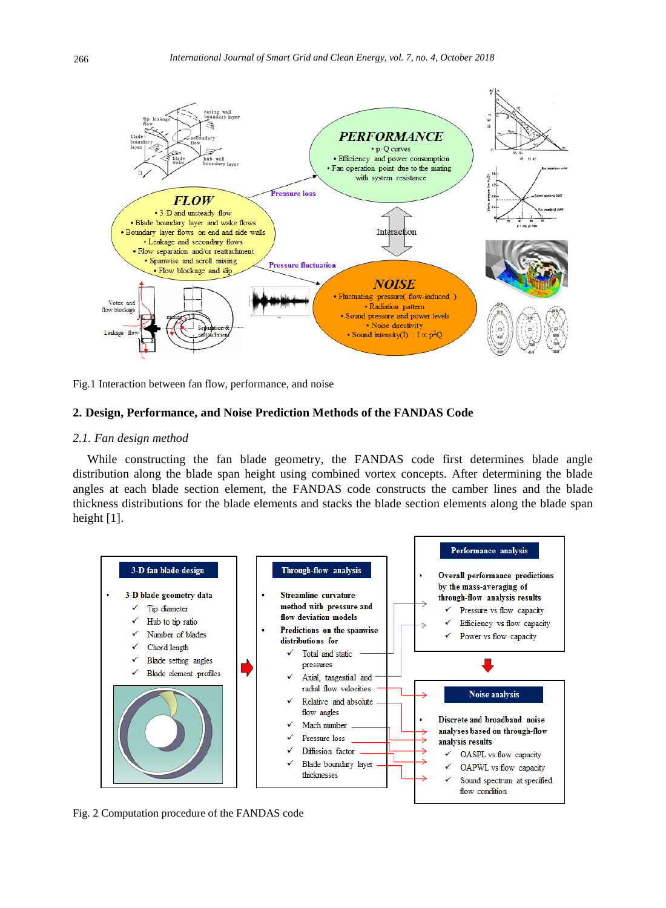Fig.1 Interaction between fan flow, performance, and noise

## 2. Design, Performance, and Noise Prediction Methods of the FANDAS Code

### 2.1. Fan design method

While constructing the fan blade geometry, the FANDAS code first determines blade angle distribution along the blade span height using combined vortex concepts. After determining the blade angles at each blade section element, the FANDAS code constructs the camber lines and the blade thickness distributions for the blade elements and stacks the blade section elements along the blade span height [1].

Fig. 2 Computation procedure of the FANDAS code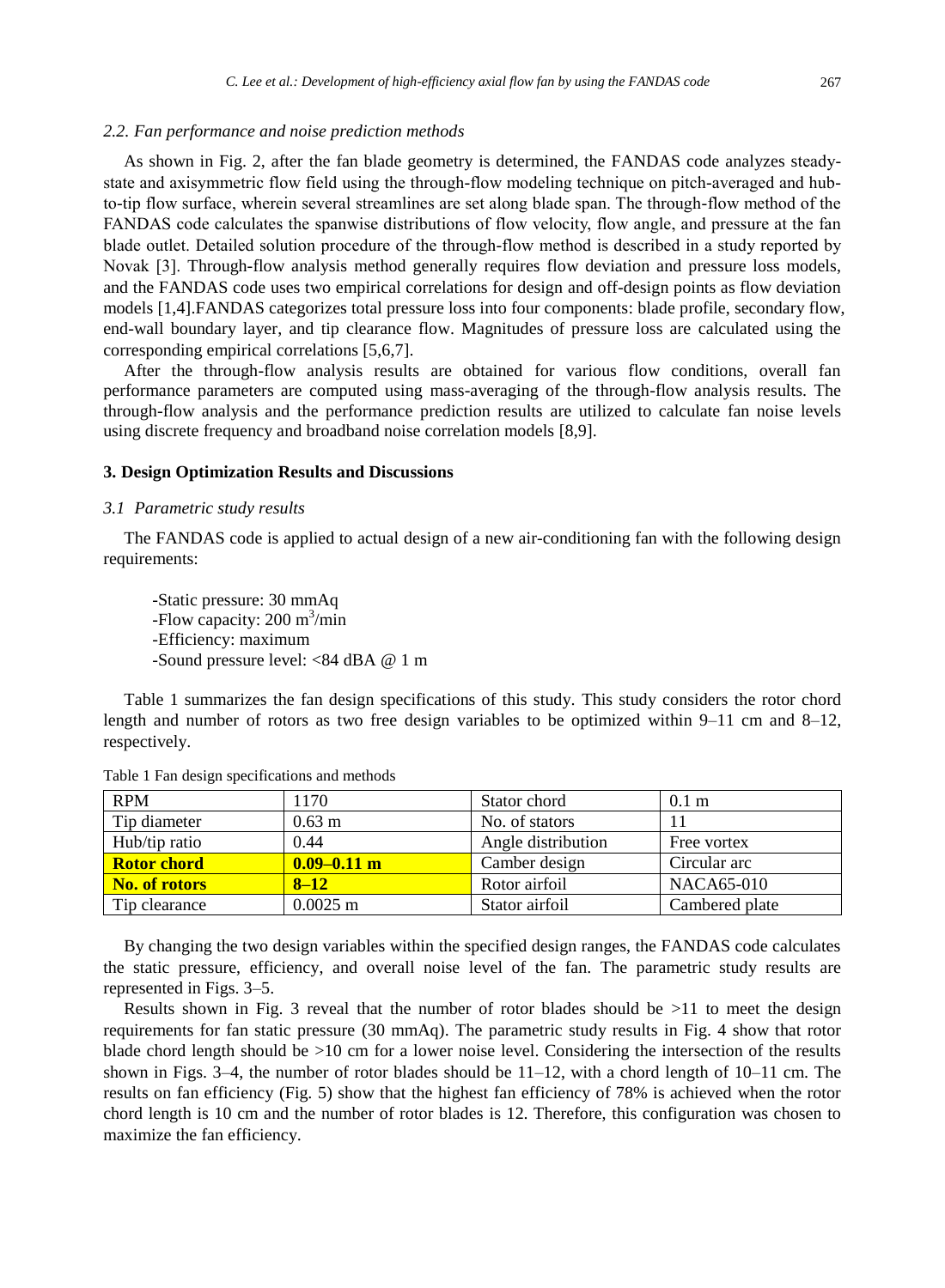### 2.2. Fan performance and noise prediction methods

As shown in Fig. 2, after the fan blade geometry is determined, the FANDAS code analyzes steady-state and axisymmetric flow field using the through-flow modeling technique on pitch-averaged and hub-to-tip flow surface, wherein several streamlines are set along blade span. The through-flow method of the FANDAS code calculates the spanwise distributions of flow velocity, flow angle, and pressure at the fan blade outlet. Detailed solution procedure of the through-flow method is described in a study reported by Novak [3]. Through-flow analysis method generally requires flow deviation and pressure loss models, and the FANDAS code uses two empirical correlations for design and off-design points as flow deviation models [1,4].FANDAS categorizes total pressure loss into four components: blade profile, secondary flow, end-wall boundary layer, and tip clearance flow. Magnitudes of pressure loss are calculated using the corresponding empirical correlations [5,6,7].

After the through-flow analysis results are obtained for various flow conditions, overall fan performance parameters are computed using mass-averaging of the through-flow analysis results. The through-flow analysis and the performance prediction results are utilized to calculate fan noise levels using discrete frequency and broadband noise correlation models [8,9].

## 3. Design Optimization Results and Discussions

### 3.1 Parametric study results

The FANDAS code is applied to actual design of a new air-conditioning fan with the following design requirements:

-Static pressure: 30 mmAq
-Flow capacity: 200 $m^3$/min
-Efficiency: maximum
-Sound pressure level: <84 dBA @ 1 m

Table 1 summarizes the fan design specifications of this study. This study considers the rotor chord length and number of rotors as two free design variables to be optimized within 9–11 cm and 8–12, respectively.

Table 1 Fan design specifications and methods

| RPM | 1170 | Stator chord | 0.1 m |
|---|---|---|---|
| Tip diameter | 0.63 m | No. of stators | 11 |
| Hub/tip ratio | 0.44 | Angle distribution | Free vortex |
| **Rotor chord** | **0.09–0.11 m** | Camber design | Circular arc |
| **No. of rotors** | **8–12** | Rotor airfoil | NACA65-010 |
| Tip clearance | 0.0025 m | Stator airfoil | Cambered plate |

By changing the two design variables within the specified design ranges, the FANDAS code calculates the static pressure, efficiency, and overall noise level of the fan. The parametric study results are represented in Figs. 3–5.

Results shown in Fig. 3 reveal that the number of rotor blades should be >11 to meet the design requirements for fan static pressure (30 mmAq). The parametric study results in Fig. 4 show that rotor blade chord length should be >10 cm for a lower noise level. Considering the intersection of the results shown in Figs. 3–4, the number of rotor blades should be 11–12, with a chord length of 10–11 cm. The results on fan efficiency (Fig. 5) show that the highest fan efficiency of 78% is achieved when the rotor chord length is 10 cm and the number of rotor blades is 12. Therefore, this configuration was chosen to maximize the fan efficiency.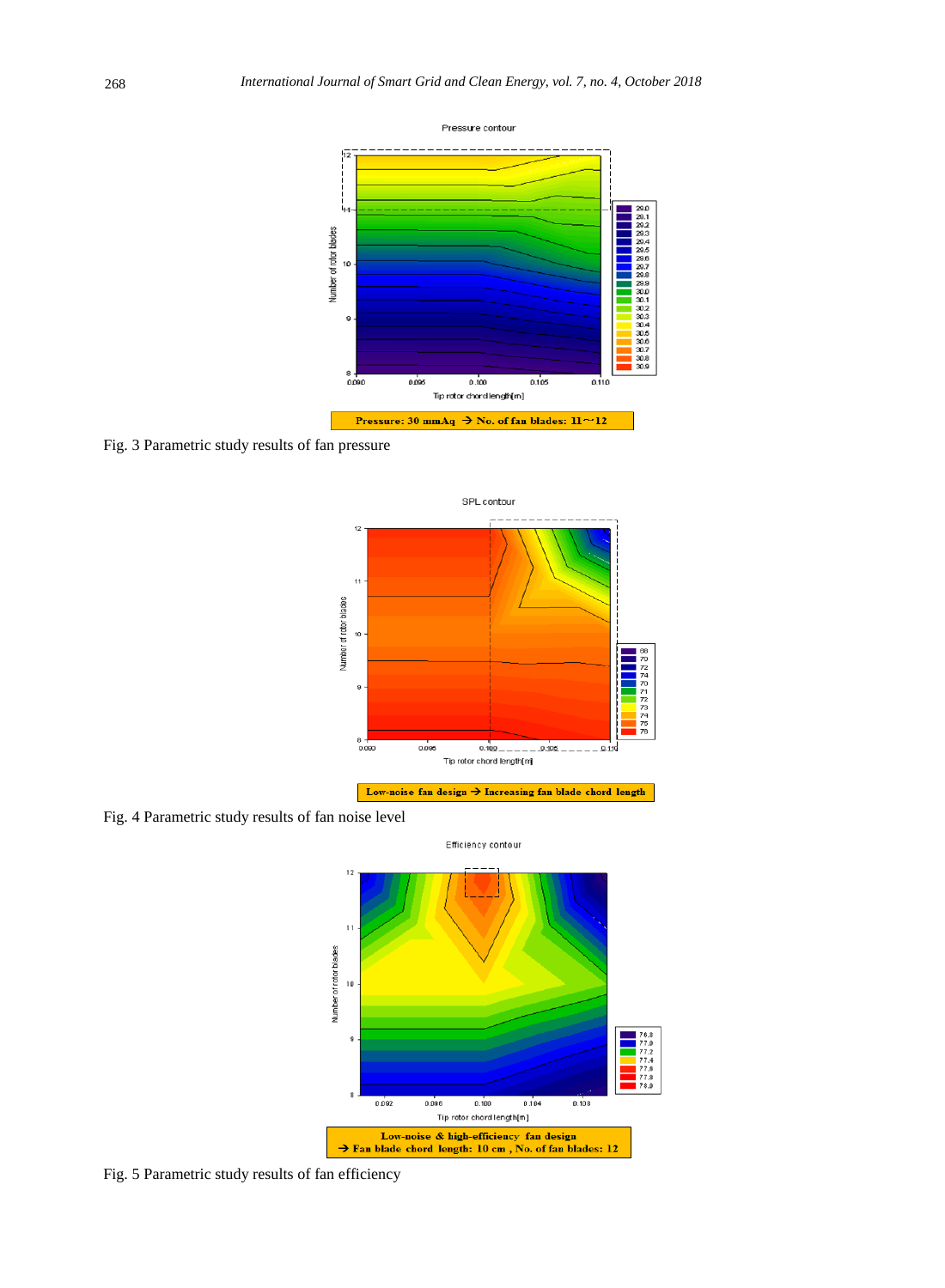Fig. 3 Parametric study results of fan pressure

Fig. 4 Parametric study results of fan noise level

Fig. 5 Parametric study results of fan efficiency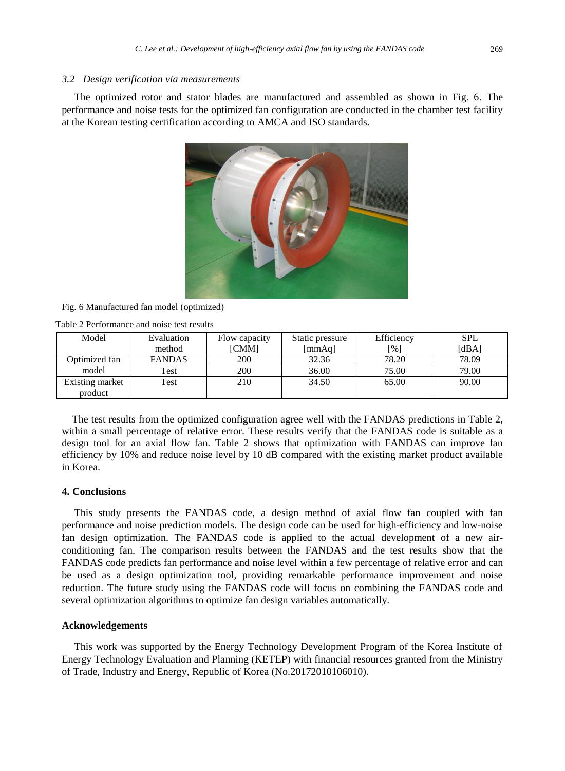### 3.2 Design verification via measurements

The optimized rotor and stator blades are manufactured and assembled as shown in Fig. 6. The performance and noise tests for the optimized fan configuration are conducted in the chamber test facility at the Korean testing certification according to AMCA and ISO standards.

Fig. 6 Manufactured fan model (optimized)

Table 2 Performance and noise test results

| Model | Evaluation method | Flow capacity [CMM] | Static pressure [mmAq] | Efficiency [%] | SPL [dBA] |
|---|---|---|---|---|---|
| Optimized fan model | FANDAS | 200 | 32.36 | 78.20 | 78.09 |
| | Test | 200 | 36.00 | 75.00 | 79.00 |
| Existing market product | Test | 210 | 34.50 | 65.00 | 90.00 |

The test results from the optimized configuration agree well with the FANDAS predictions in Table 2, within a small percentage of relative error. These results verify that the FANDAS code is suitable as a design tool for an axial flow fan. Table 2 shows that optimization with FANDAS can improve fan efficiency by 10% and reduce noise level by 10 dB compared with the existing market product available in Korea.

## 4. Conclusions

This study presents the FANDAS code, a design method of axial flow fan coupled with fan performance and noise prediction models. The design code can be used for high-efficiency and low-noise fan design optimization. The FANDAS code is applied to the actual development of a new air-conditioning fan. The comparison results between the FANDAS and the test results show that the FANDAS code predicts fan performance and noise level within a few percentage of relative error and can be used as a design optimization tool, providing remarkable performance improvement and noise reduction. The future study using the FANDAS code will focus on combining the FANDAS code and several optimization algorithms to optimize fan design variables automatically.

## Acknowledgements

This work was supported by the Energy Technology Development Program of the Korea Institute of Energy Technology Evaluation and Planning (KETEP) with financial resources granted from the Ministry of Trade, Industry and Energy, Republic of Korea (No.20172010106010).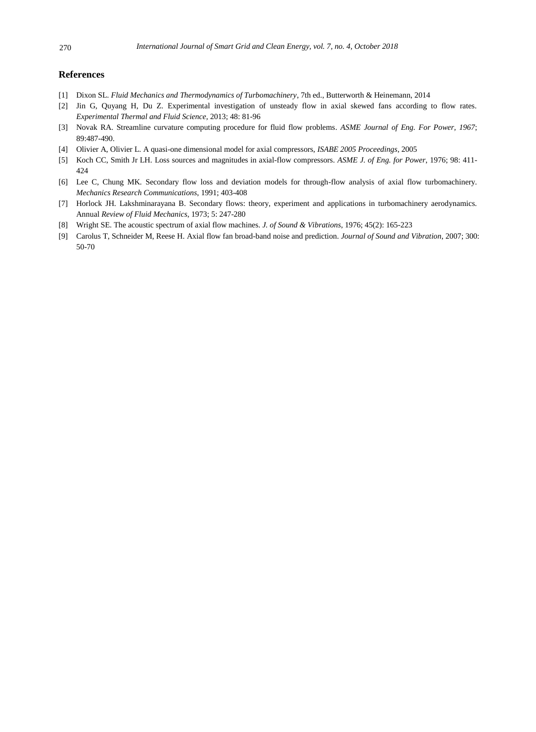## References

[1] Dixon SL. *Fluid Mechanics and Thermodynamics of Turbomachinery*, 7th ed., Butterworth & Heinemann, 2014

[2] Jin G, Quyang H, Du Z. Experimental investigation of unsteady flow in axial skewed fans according to flow rates. *Experimental Thermal and Fluid Science*, 2013; 48: 81-96

[3] Novak RA. Streamline curvature computing procedure for fluid flow problems. *ASME Journal of Eng. For Power, 1967*; 89:487-490.

[4] Olivier A, Olivier L. A quasi-one dimensional model for axial compressors, *ISABE 2005 Proceedings*, 2005

[5] Koch CC, Smith Jr LH. Loss sources and magnitudes in axial-flow compressors. *ASME J. of Eng. for Power*, 1976; 98: 411-424

[6] Lee C, Chung MK. Secondary flow loss and deviation models for through-flow analysis of axial flow turbomachinery. *Mechanics Research Communications*, 1991; 403-408

[7] Horlock JH. Lakshminarayana B. Secondary flows: theory, experiment and applications in turbomachinery aerodynamics. Annual *Review of Fluid Mechanics*, 1973; 5: 247-280

[8] Wright SE. The acoustic spectrum of axial flow machines. *J. of Sound & Vibrations*, 1976; 45(2): 165-223

[9] Carolus T, Schneider M, Reese H. Axial flow fan broad-band noise and prediction. *Journal of Sound and Vibration*, 2007; 300: 50-70